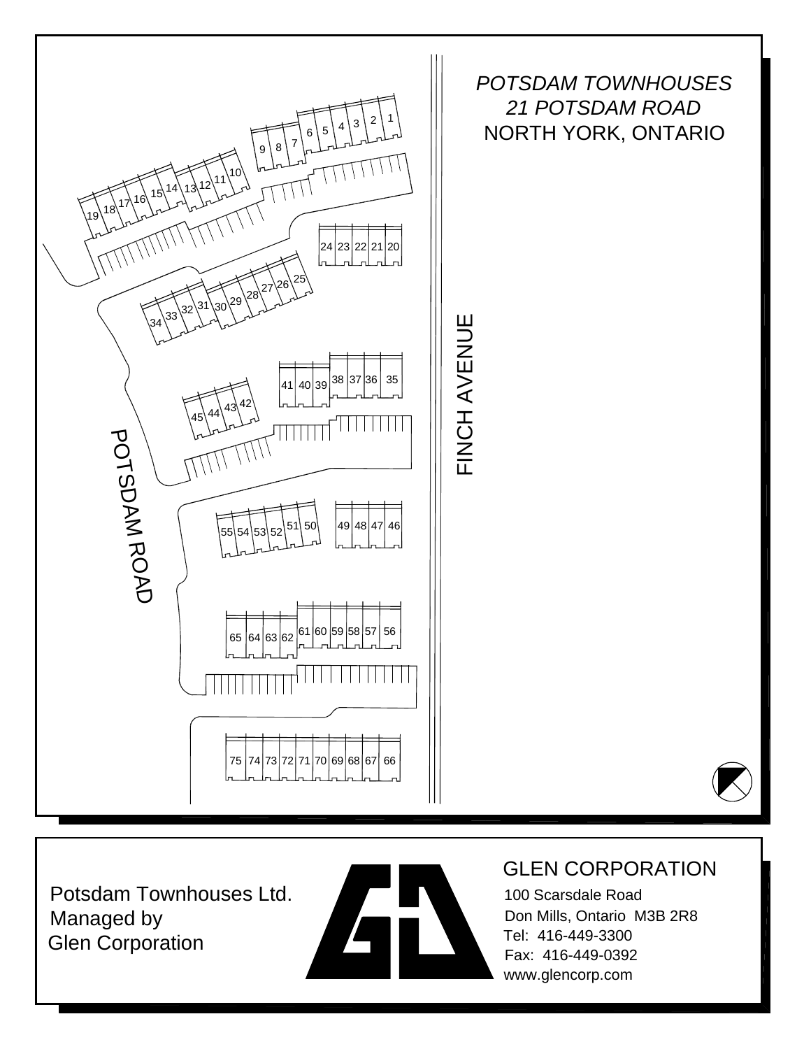*POTSDAM TOWNHOUSES*
*21 POTSDAM ROAD*
NORTH YORK, ONTARIO

FINCH AVENUE

POTSDAM ROAD

1 2 3 4 5 6 7 8 9 10 11 12 13 14 15 16 17 18 19

24 23 22 21 20

25 26 27 28 29 30 31 32 33 34

41 40 39 38 37 36 35

45 44 43 42

55 54 53 52 51 50

49 48 47 46

65 64 63 62 61 60 59 58 57 56

75 74 73 72 71 70 69 68 67 66

Potsdam Townhouses Ltd.
Managed by
Glen Corporation

GLEN CORPORATION
100 Scarsdale Road
Don Mills, Ontario M3B 2R8
Tel: 416-449-3300
Fax: 416-449-0392
www.glencorp.com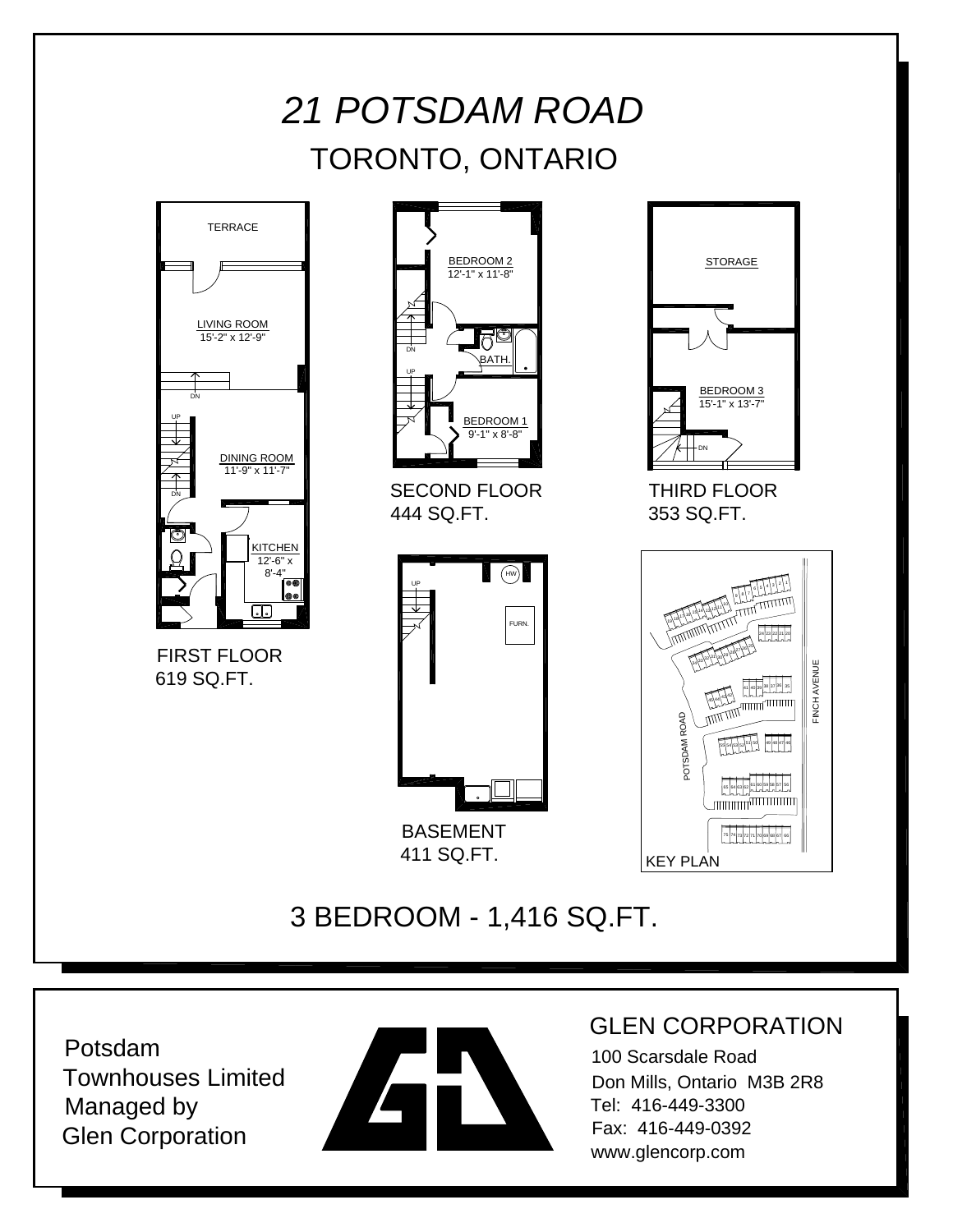# *21 POTSDAM ROAD*

## TORONTO, ONTARIO

TERRACE

LIVING ROOM
15'-2" x 12'-9"

DINING ROOM
11'-9" x 11'-7"

KITCHEN
12'-6" x 8'-4"

FIRST FLOOR
619 SQ.FT.

BEDROOM 2
12'-1" x 11'-8"

BATH.

BEDROOM 1
9'-1" x 8'-8"

SECOND FLOOR
444 SQ.FT.

STORAGE

BEDROOM 3
15'-1" x 13'-7"

THIRD FLOOR
353 SQ.FT.

HW

FURN.

BASEMENT
411 SQ.FT.

POTSDAM ROAD

FINCH AVENUE

KEY PLAN

## 3 BEDROOM - 1,416 SQ.FT.

Potsdam Townhouses Limited
Managed by
Glen Corporation

GLEN CORPORATION
100 Scarsdale Road
Don Mills, Ontario M3B 2R8
Tel: 416-449-3300
Fax: 416-449-0392
www.glencorp.com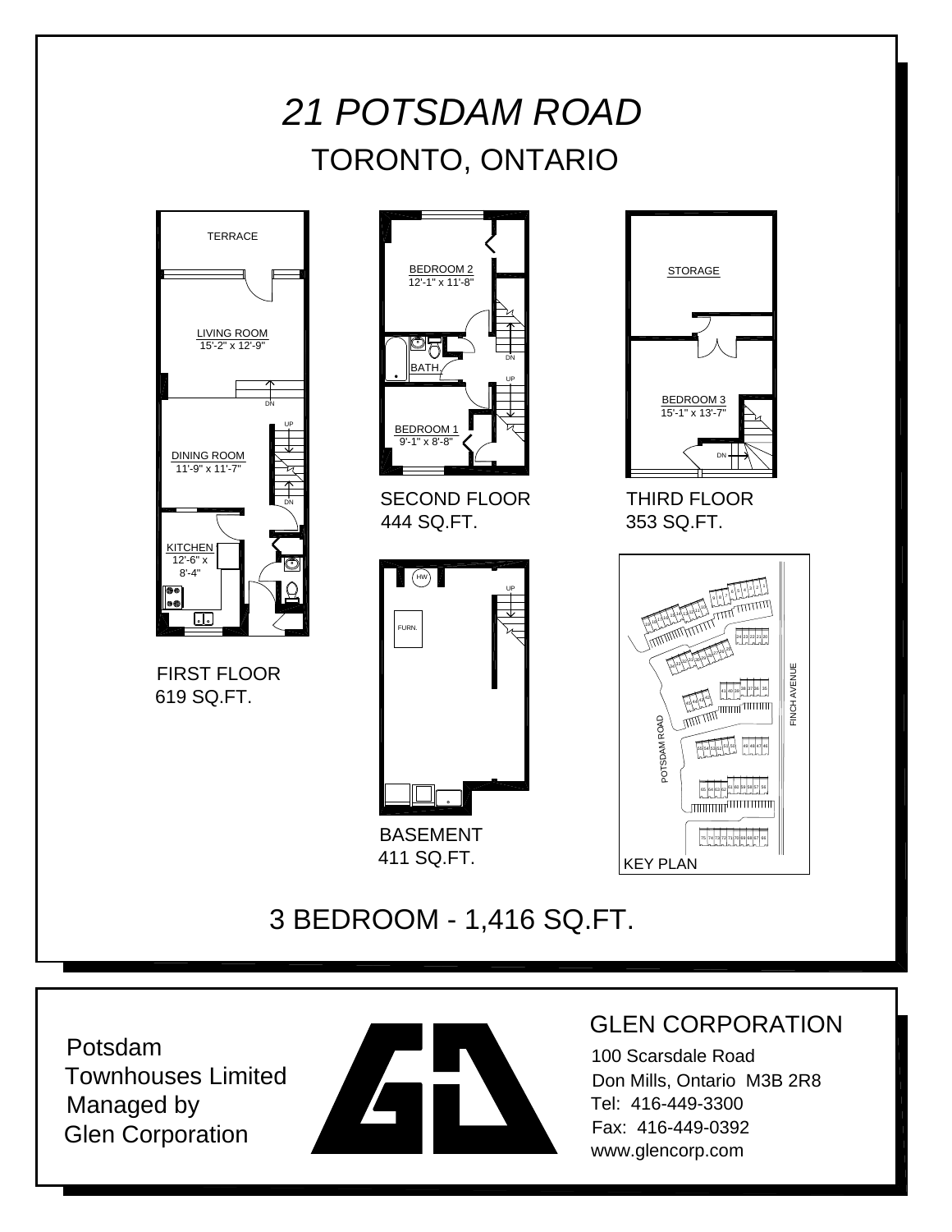# *21 POTSDAM ROAD*

## TORONTO, ONTARIO

TERRACE

LIVING ROOM
15'-2" x 12'-9"

DINING ROOM
11'-9" x 11'-7"

KITCHEN
12'-6" x 8'-4"

FIRST FLOOR
619 SQ.FT.

BEDROOM 2
12'-1" x 11'-8"

BATH.

BEDROOM 1
9'-1" x 8'-8"

SECOND FLOOR
444 SQ.FT.

STORAGE

BEDROOM 3
15'-1" x 13'-7"

THIRD FLOOR
353 SQ.FT.

HW

FURN.

BASEMENT
411 SQ.FT.

POTSDAM ROAD

FINCH AVENUE

KEY PLAN

## 3 BEDROOM - 1,416 SQ.FT.

Potsdam
Townhouses Limited
Managed by
Glen Corporation

GLEN CORPORATION

100 Scarsdale Road
Don Mills, Ontario M3B 2R8
Tel: 416-449-3300
Fax: 416-449-0392
www.glencorp.com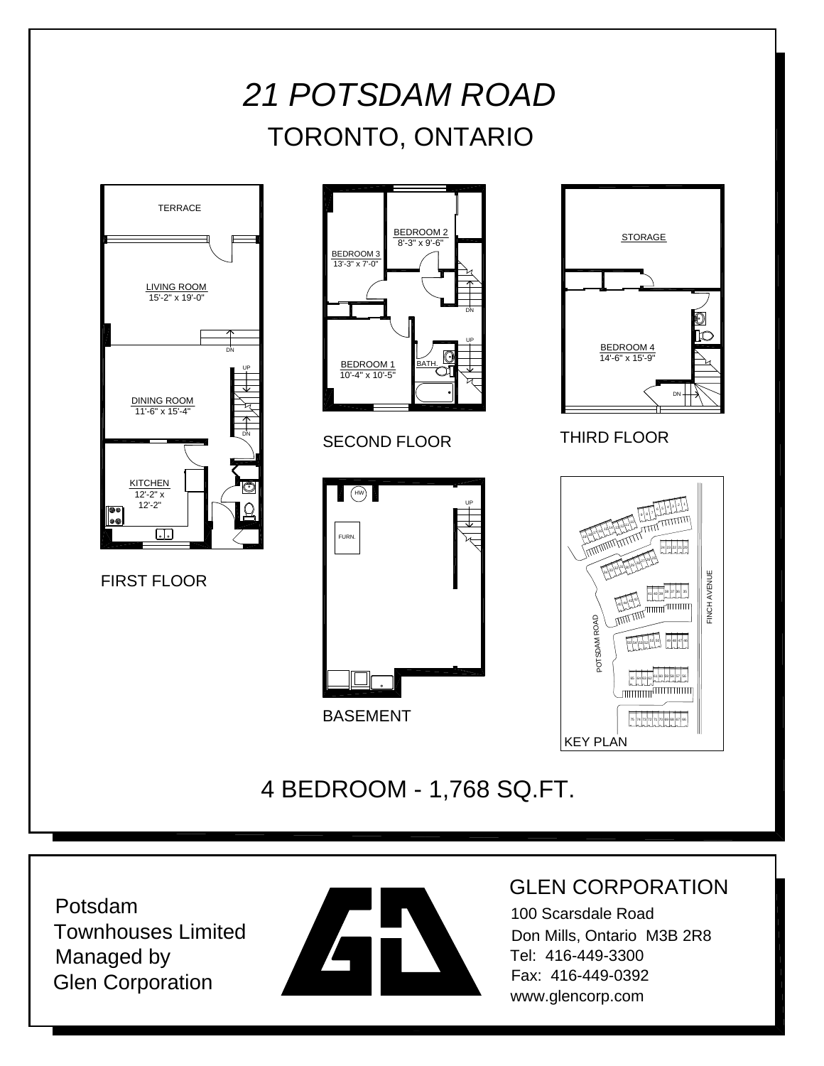# *21 POTSDAM ROAD*

## TORONTO, ONTARIO

TERRACE

LIVING ROOM
15'-2" x 19'-0"

DINING ROOM
11'-6" x 15'-4"

KITCHEN
12'-2" x 12'-2"

FIRST FLOOR

BEDROOM 2
8'-3" x 9'-6"

BEDROOM 3
13'-3" x 7'-0"

BEDROOM 1
10'-4" x 10'-5"

BATH.

SECOND FLOOR

STORAGE

BEDROOM 4
14'-6" x 15'-9"

THIRD FLOOR

HW

FURN.

BASEMENT

POTSDAM ROAD

FINCH AVENUE

KEY PLAN

## 4 BEDROOM - 1,768 SQ.FT.

Potsdam
Townhouses Limited
Managed by
Glen Corporation

GLEN CORPORATION
100 Scarsdale Road
Don Mills, Ontario M3B 2R8
Tel: 416-449-3300
Fax: 416-449-0392
www.glencorp.com